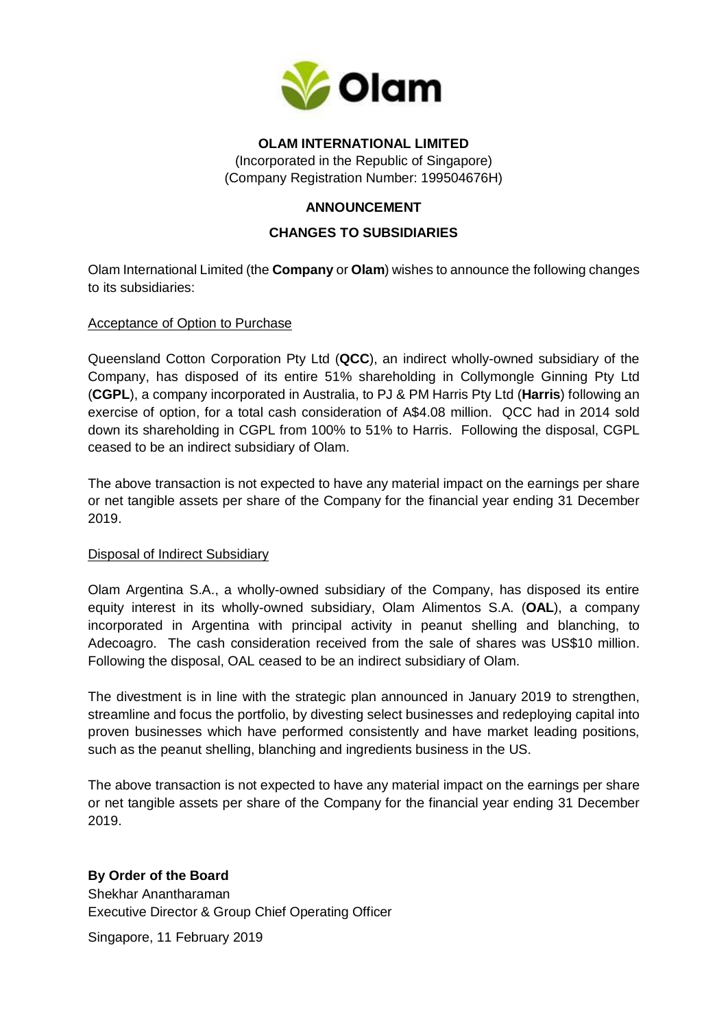**OLAM INTERNATIONAL LIMITED**

(Incorporated in the Republic of Singapore)
(Company Registration Number: 199504676H)

**ANNOUNCEMENT**

**CHANGES TO SUBSIDIARIES**

Olam International Limited (the **Company** or **Olam**) wishes to announce the following changes to its subsidiaries:

Acceptance of Option to Purchase

Queensland Cotton Corporation Pty Ltd (**QCC**), an indirect wholly-owned subsidiary of the Company, has disposed of its entire 51% shareholding in Collymongle Ginning Pty Ltd (**CGPL**), a company incorporated in Australia, to PJ & PM Harris Pty Ltd (**Harris**) following an exercise of option, for a total cash consideration of A$4.08 million. QCC had in 2014 sold down its shareholding in CGPL from 100% to 51% to Harris. Following the disposal, CGPL ceased to be an indirect subsidiary of Olam.

The above transaction is not expected to have any material impact on the earnings per share or net tangible assets per share of the Company for the financial year ending 31 December 2019.

Disposal of Indirect Subsidiary

Olam Argentina S.A., a wholly-owned subsidiary of the Company, has disposed its entire equity interest in its wholly-owned subsidiary, Olam Alimentos S.A. (**OAL**), a company incorporated in Argentina with principal activity in peanut shelling and blanching, to Adecoagro. The cash consideration received from the sale of shares was US$10 million. Following the disposal, OAL ceased to be an indirect subsidiary of Olam.

The divestment is in line with the strategic plan announced in January 2019 to strengthen, streamline and focus the portfolio, by divesting select businesses and redeploying capital into proven businesses which have performed consistently and have market leading positions, such as the peanut shelling, blanching and ingredients business in the US.

The above transaction is not expected to have any material impact on the earnings per share or net tangible assets per share of the Company for the financial year ending 31 December 2019.

**By Order of the Board**
Shekhar Anantharaman
Executive Director & Group Chief Operating Officer

Singapore, 11 February 2019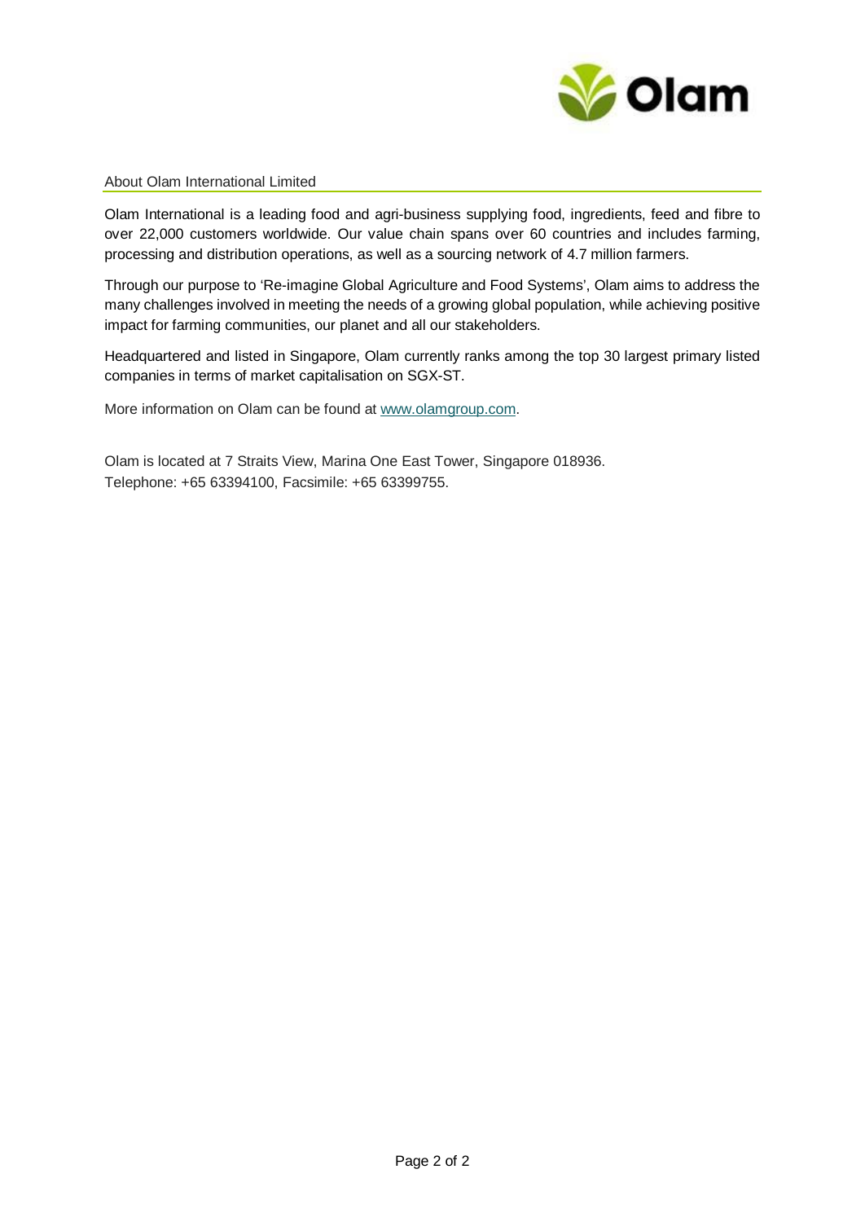## About Olam International Limited

Olam International is a leading food and agri-business supplying food, ingredients, feed and fibre to over 22,000 customers worldwide. Our value chain spans over 60 countries and includes farming, processing and distribution operations, as well as a sourcing network of 4.7 million farmers.

Through our purpose to 'Re-imagine Global Agriculture and Food Systems', Olam aims to address the many challenges involved in meeting the needs of a growing global population, while achieving positive impact for farming communities, our planet and all our stakeholders.

Headquartered and listed in Singapore, Olam currently ranks among the top 30 largest primary listed companies in terms of market capitalisation on SGX-ST.

More information on Olam can be found at www.olamgroup.com.

Olam is located at 7 Straits View, Marina One East Tower, Singapore 018936.
Telephone: +65 63394100, Facsimile: +65 63399755.